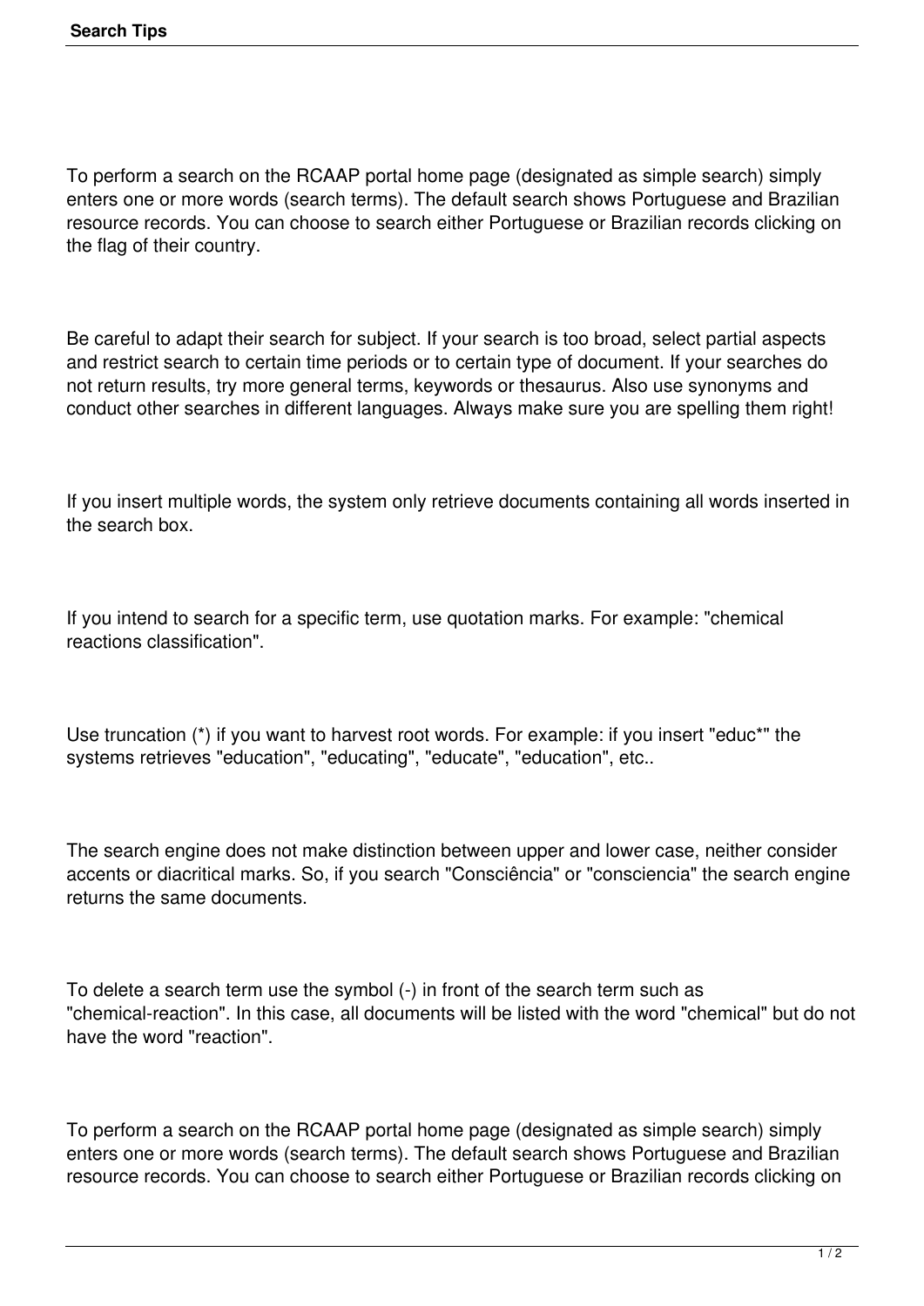To perform a search on the RCAAP portal home page (designated as simple search) simply enters one or more words (search terms). The default search shows Portuguese and Brazilian resource records. You can choose to search either Portuguese or Brazilian records clicking on the flag of their country.

Be careful to adapt their search for subject. If your search is too broad, select partial aspects and restrict search to certain time periods or to certain type of document. If your searches do not return results, try more general terms, keywords or thesaurus. Also use synonyms and conduct other searches in different languages. Always make sure you are spelling them right!

If you insert multiple words, the system only retrieve documents containing all words inserted in the search box.

If you intend to search for a specific term, use quotation marks. For example: "chemical reactions classification".

Use truncation (*) if you want to harvest root words. For example: if you insert "educ*" the systems retrieves "education", "educating", "educate", "education", etc..

The search engine does not make distinction between upper and lower case, neither consider accents or diacritical marks. So, if you search "Consciência" or "consciencia" the search engine returns the same documents.

To delete a search term use the symbol (-) in front of the search term such as "chemical-reaction". In this case, all documents will be listed with the word "chemical" but do not have the word "reaction".

To perform a search on the RCAAP portal home page (designated as simple search) simply enters one or more words (search terms). The default search shows Portuguese and Brazilian resource records. You can choose to search either Portuguese or Brazilian records clicking on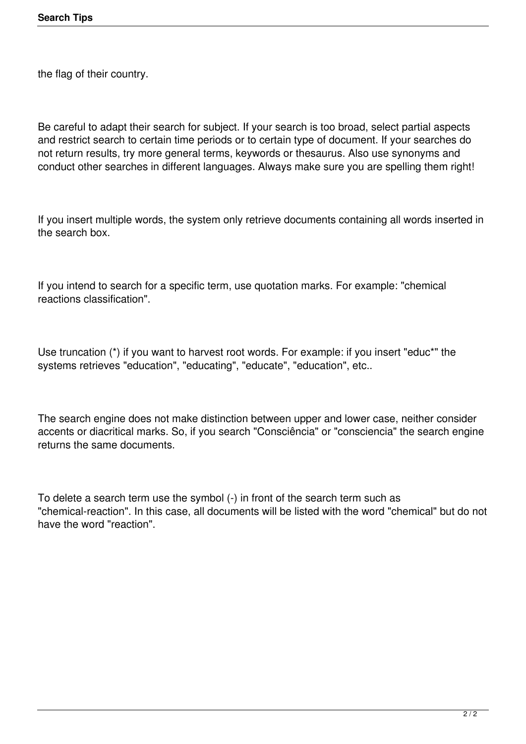the flag of their country.

Be careful to adapt their search for subject. If your search is too broad, select partial aspects and restrict search to certain time periods or to certain type of document. If your searches do not return results, try more general terms, keywords or thesaurus. Also use synonyms and conduct other searches in different languages. Always make sure you are spelling them right!

If you insert multiple words, the system only retrieve documents containing all words inserted in the search box.

If you intend to search for a specific term, use quotation marks. For example: "chemical reactions classification".

Use truncation (*) if you want to harvest root words. For example: if you insert "educ*" the systems retrieves "education", "educating", "educate", "education", etc..

The search engine does not make distinction between upper and lower case, neither consider accents or diacritical marks. So, if you search "Consciência" or "consciencia" the search engine returns the same documents.

To delete a search term use the symbol (-) in front of the search term such as "chemical-reaction". In this case, all documents will be listed with the word "chemical" but do not have the word "reaction".